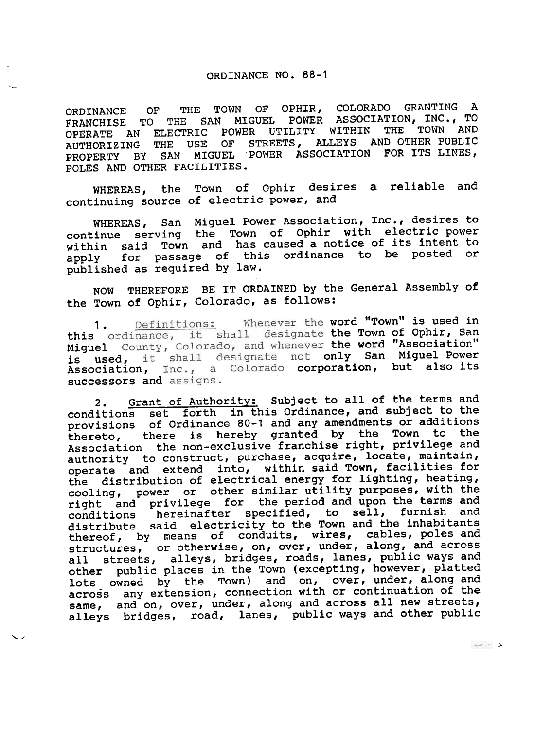# ORDINANCE NO. 88-1

ORDINANCE OF THE TOWN OF OPHIR, COLORADO GRANTING A FRANCHISE TO THE SAN MIGUEL POWER ASSOCIATION, INC., TO OPERATE AN ELECTRIC POWER UTILITY WITHIN THE TOWN AND AUTHORIZING THE USE OF STREETS, ALLEYS AND OTHER PUBLIC PROPERTY BY SAN MIGUEL POWER ASSOCIATION FOR ITS LINES, POLES AND OTHER FACILITIES.

WHEREAS, the Town of Ophir desires a reliable and continuing source of electric power, and

WHEREAS, San Miguel Power Association, Inc., desires to continue serving the Town of Ophir with electric power within said Town and has caused a notice of its intent to apply for passage of this ordinance to be posted or published as required by law.

NOW THEREFORE BE IT ORDAINED by the General Assembly of the Town of Ophir, Colorado, as follows:

1. Definitions: Whenever the word "Town" is used in this ordinance, it shall designate the Town of Ophir, San Miguel County, Colorado, and whenever the word "Association" is used, it shall designate not only San Miguel Power Association, Inc., a Colorado corporation, but also its successors and assigns.

2. Grant of Authority: Subject to all of the terms and conditions set forth in this Ordinance, and subject to the provisions of Ordinance 80-1 and any amendments or additions thereto, there is hereby granted by the Town to the Association the non-exclusive franchise right, privilege and authority to construct, purchase, acquire, locate, maintain, operate and extend into, within said Town, facilities for the distribution of electrical energy for lighting, heating, cooling, power or other similar utility purposes, with the right and privilege for the period and upon the terms and conditions hereinafter specified, to sell, furnish and distribute said electricity to the Town and the inhabitants thereof, by means of conduits, wires, cables, poles and structures, or otherwise, on, over, under, along, and across all streets, alleys, bridges, roads, lanes, public ways and other public places in the Town (excepting, however, platted lots owned by the Town) and on, over, under, along and across any extension, connection with or continuation of the same, and on, over, under, along and across all new streets, alleys bridges, road, lanes, public ways and other public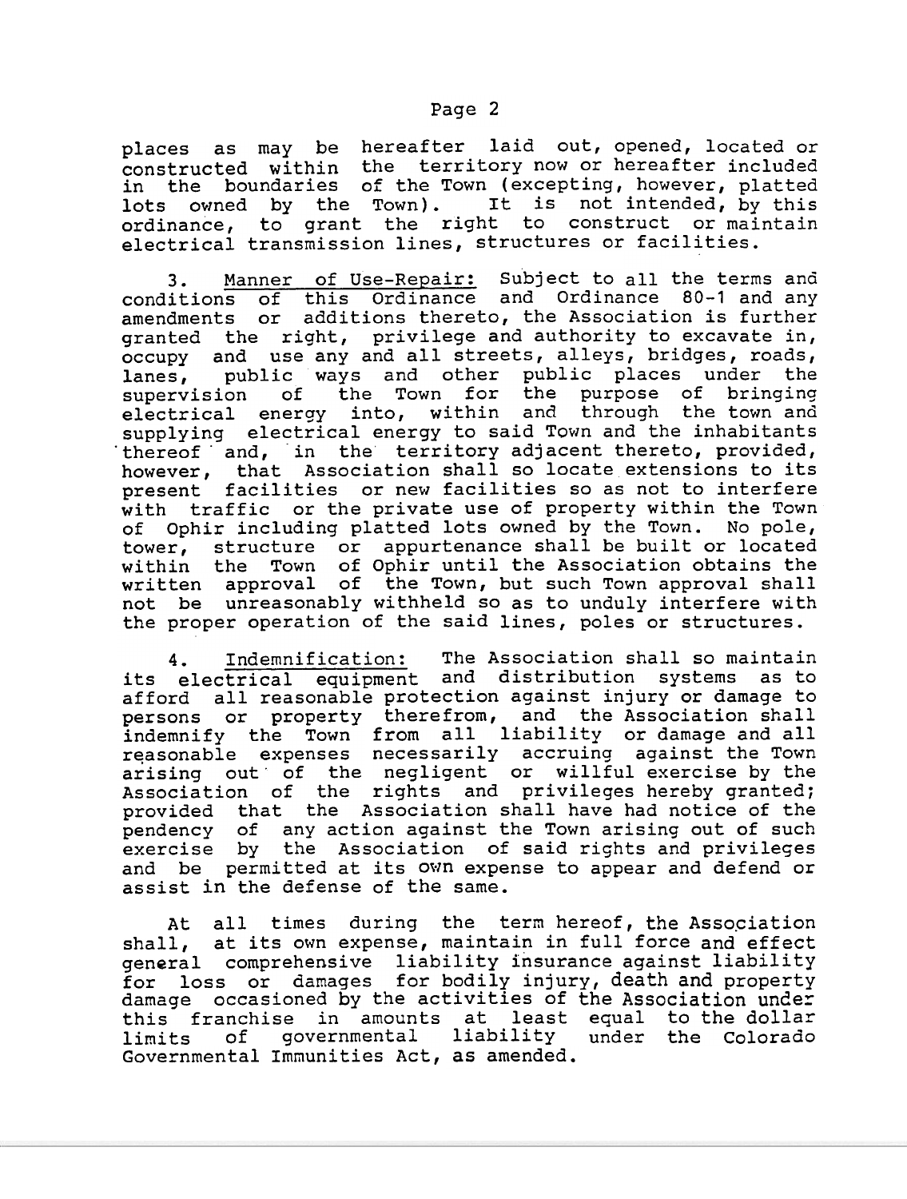places as may be hereafter laid out, opened, located or constructed within the territory now or hereafter included in the boundaries of the Town (excepting, however, platted lots owned by the Town). It is not intended, by this ordinance, to grant the right to construct or maintain electrical transmission lines, structures or facilities.

3. Manner of Use-Repair: Subject to all the terms and conditions of this Ordinance and Ordinance 80-1 and any amendments or additions thereto, the Association is further granted the right, privilege and authority to excavate in, occupy and use any and all streets, alleys, bridges, roads, lanes, public ways and other public places under the supervision of the Town for the purpose of bringing electrical energy into, within and through the town and supplying electrical energy to said Town and the inhabitants thereof and, in the territory adjacent thereto, provided, however, that Association shall so locate extensions to its present facilities or new facilities so as not to interfere with traffic or the private use of property within the Town of Ophir including platted lots owned by the Town. No pole, tower, structure or appurtenance shall be built or located within the Town of Ophir until the Association obtains the written approval of the Town, but such Town approval shall not be unreasonably withheld so as to unduly interfere with the proper operation of the said lines, poles or structures.

4. Indemnification: The Association shall so maintain its electrical equipment and distribution systems as to afford all reasonable protection against injury or damage to persons or property therefrom, and the Association shall indemnify the Town from all liability or damage and all reasonable expenses necessarily accruing against the Town arising out of the negligent or willful exercise by the Association of the rights and privileges hereby granted; provided that the Association shall have had notice of the pendency of any action against the Town arising out of such exercise by the Association of said rights and privileges and be permitted at its own expense to appear and defend or assist in the defense of the same.

At all times during the term hereof, the Association shall, at its own expense, maintain in full force and effect general comprehensive liability insurance against liability for loss or damages for bodily injury, death and property damage occasioned by the activities of the Association under this franchise in amounts at least equal to the dollar limits of governmental liability under the Colorado Governmental Immunities Act, as amended.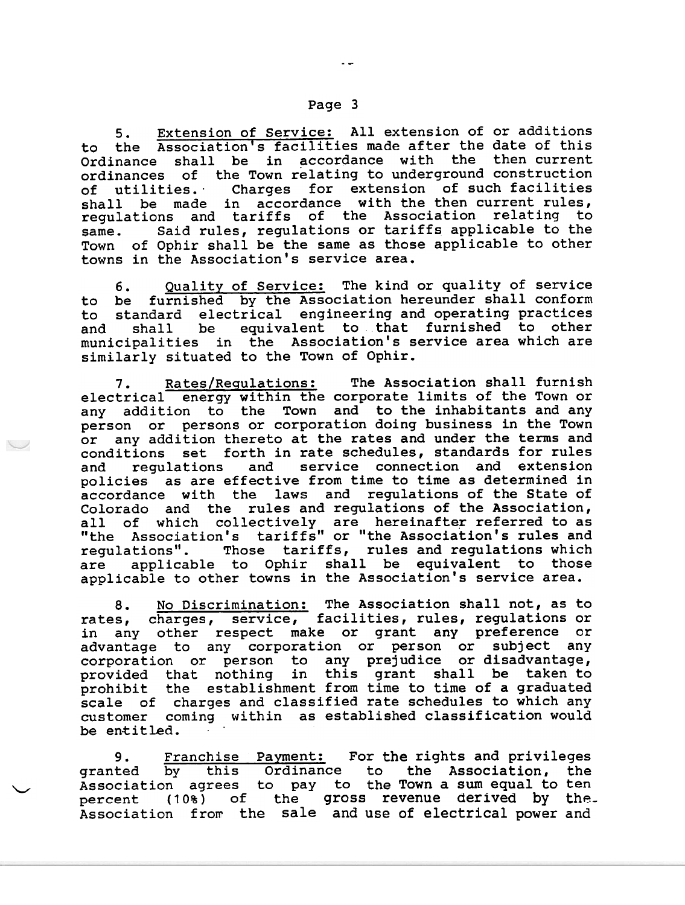5. Extension of Service: All extension of or additions to the Association's facilities made after the date of this Ordinance shall be in accordance with the then current ordinances of the Town relating to underground construction of utilities. Charges for extension of such facilities shall be made in accordance with the then current rules, regulations and tariffs of the Association relating to same. Said rules, regulations or tariffs applicable to the Town of Ophir shall be the same as those applicable to other towns in the Association's service area.

6. Quality of Service: The kind or quality of service to be furnished by the Association hereunder shall conform to standard electrical engineering and operating practices and shall be equivalent to that furnished to other municipalities in the Association's service area which are similarly situated to the Town of Ophir.

7. Rates/Regulations: The Association shall furnish electrical energy within the corporate limits of the Town or any addition to the Town and to the inhabitants and any person or persons or corporation doing business in the Town or any addition thereto at the rates and under the terms and conditions set forth in rate schedules, standards for rules and regulations and service connection and extension policies as are effective from time to time as determined in accordance with the laws and regulations of the State of Colorado and the rules and regulations of the Association, all of which collectively are hereinafter referred to as "the Association's tariffs" or "the Association's rules and regulations". Those tariffs, rules and regulations which are applicable to Ophir shall be equivalent to those applicable to other towns in the Association's service area.

8. No Discrimination: The Association shall not, as to rates, charges, service, facilities, rules, regulations or in any other respect make or grant any preference or advantage to any corporation or person or subject any corporation or person to any prejudice or disadvantage, provided that nothing in this grant shall be taken to prohibit the establishment from time to time of a graduated scale of charges and classified rate schedules to which any customer coming within as established classification would be entitled.

9. Franchise Payment: For the rights and privileges granted by this Ordinance to the Association, the Association agrees to pay to the Town a sum equal to ten percent (10%) of the gross revenue derived by the Association from the sale and use of electrical power and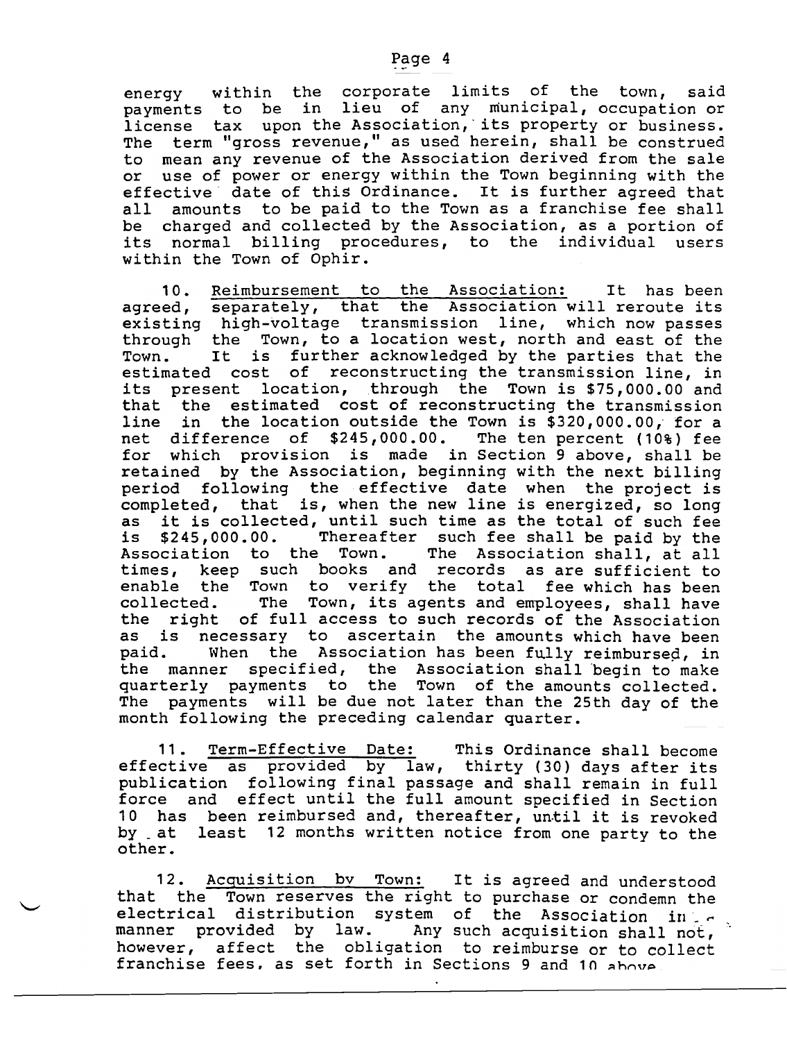energy within the corporate limits of the town, said payments to be in lieu of any municipal, occupation or license tax upon the Association, its property or business. The term "gross revenue," as used herein, shall be construed to mean any revenue of the Association derived from the sale or use of power or energy within the Town beginning with the effective date of this Ordinance. It is further agreed that all amounts to be paid to the Town as a franchise fee shall be charged and collected by the Association, as a portion of its normal billing procedures, to the individual users within the Town of Ophir.

10. Reimbursement to the Association: It has been agreed, separately, that the Association will reroute its existing high-voltage transmission line, which now passes through the Town, to a location west, north and east of the Town. It is further acknowledged by the parties that the estimated cost of reconstructing the transmission line, in its present location, through the Town is $75,000.00 and that the estimated cost of reconstructing the transmission line in the location outside the Town is $320,000.00, for a net difference of $245,000.00. The ten percent (10%) fee for which provision is made in Section 9 above, shall be retained by the Association, beginning with the next billing period following the effective date when the project is completed, that is, when the new line is energized, so long as it is collected, until such time as the total of such fee is $245,000.00. Thereafter such fee shall be paid by the Association to the Town. The Association shall, at all times, keep such books and records as are sufficient to enable the Town to verify the total fee which has been collected. The Town, its agents and employees, shall have the right of full access to such records of the Association as is necessary to ascertain the amounts which have been paid. When the Association has been fully reimbursed, in the manner specified, the Association shall begin to make quarterly payments to the Town of the amounts collected. The payments will be due not later than the 25th day of the month following the preceding calendar quarter.

11. Term-Effective Date: This Ordinance shall become effective as provided by law, thirty (30) days after its publication following final passage and shall remain in full force and effect until the full amount specified in Section 10 has been reimbursed and, thereafter, until it is revoked by at least 12 months written notice from one party to the other.

12. Acquisition by Town: It is agreed and understood that the Town reserves the right to purchase or condemn the electrical distribution system of the Association in a manner provided by law. Any such acquisition shall not, however, affect the obligation to reimburse or to collect franchise fees, as set forth in Sections 9 and 10 above.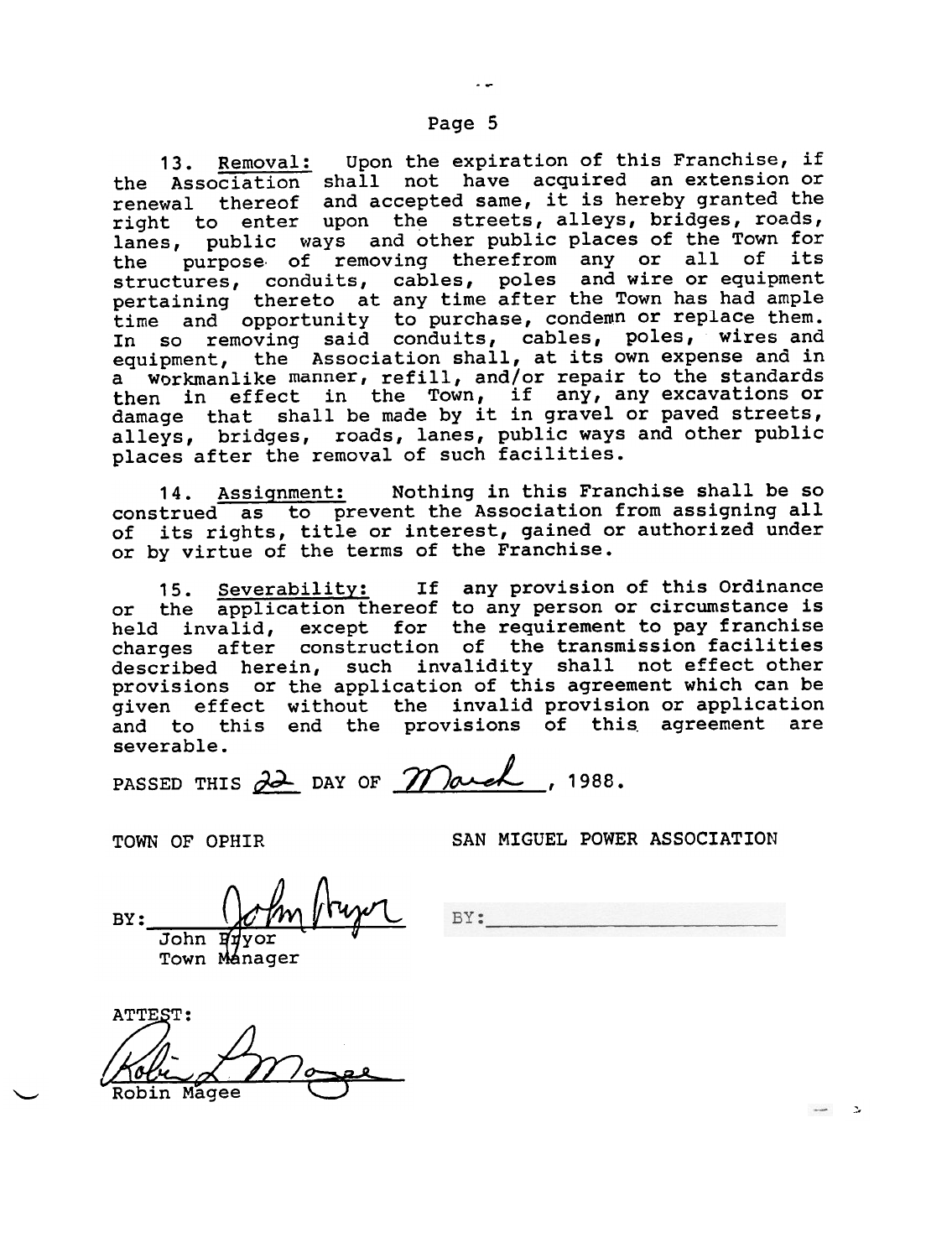13. <u>Removal:</u> Upon the expiration of this Franchise, if the Association shall not have acquired an extension or renewal thereof and accepted same, it is hereby granted the right to enter upon the streets, alleys, bridges, roads, lanes, public ways and other public places of the Town for the purpose of removing therefrom any or all of its structures, conduits, cables, poles and wire or equipment pertaining thereto at any time after the Town has had ample time and opportunity to purchase, condemn or replace them. In so removing said conduits, cables, poles, wires and equipment, the Association shall, at its own expense and in a workmanlike manner, refill, and/or repair to the standards then in effect in the Town, if any, any excavations or damage that shall be made by it in gravel or paved streets, alleys, bridges, roads, lanes, public ways and other public places after the removal of such facilities.

14. <u>Assignment:</u> Nothing in this Franchise shall be so construed as to prevent the Association from assigning all of its rights, title or interest, gained or authorized under or by virtue of the terms of the Franchise.

15. <u>Severability:</u> If any provision of this Ordinance or the application thereof to any person or circumstance is held invalid, except for the requirement to pay franchise charges after construction of the transmission facilities described herein, such invalidity shall not effect other provisions or the application of this agreement which can be given effect without the invalid provision or application and to this end the provisions of this agreement are severable.

PASSED THIS 22 DAY OF March, 1988.

TOWN OF OPHIR

BY: *[signature]*
John Pryor
Town Manager

SAN MIGUEL POWER ASSOCIATION

BY: ____________________

ATTEST:

*[signature]*
Robin Magee